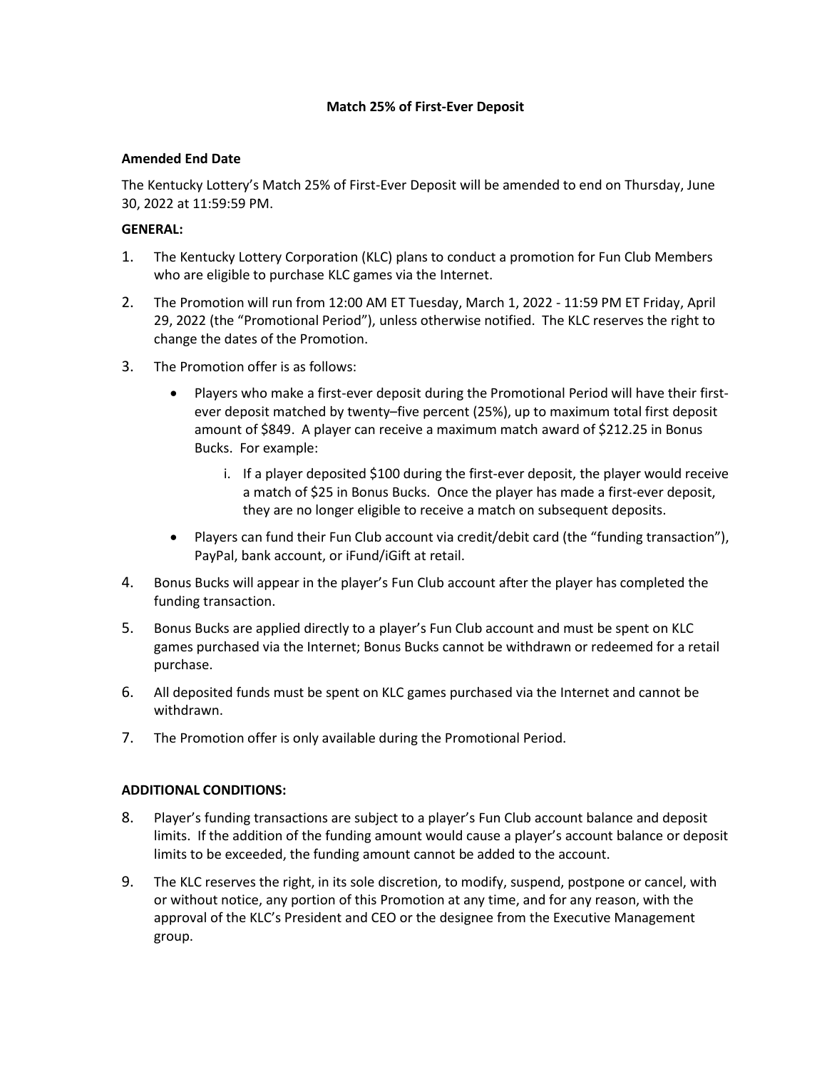# Match 25% of First-Ever Deposit

**Amended End Date**

The Kentucky Lottery's Match 25% of First-Ever Deposit will be amended to end on Thursday, June 30, 2022 at 11:59:59 PM.

**GENERAL:**

1. The Kentucky Lottery Corporation (KLC) plans to conduct a promotion for Fun Club Members who are eligible to purchase KLC games via the Internet.
2. The Promotion will run from 12:00 AM ET Tuesday, March 1, 2022 - 11:59 PM ET Friday, April 29, 2022 (the "Promotional Period"), unless otherwise notified. The KLC reserves the right to change the dates of the Promotion.
3. The Promotion offer is as follows:
   - Players who make a first-ever deposit during the Promotional Period will have their first-ever deposit matched by twenty–five percent (25%), up to maximum total first deposit amount of $849. A player can receive a maximum match award of $212.25 in Bonus Bucks. For example:
     1. If a player deposited $100 during the first-ever deposit, the player would receive a match of $25 in Bonus Bucks. Once the player has made a first-ever deposit, they are no longer eligible to receive a match on subsequent deposits.
   - Players can fund their Fun Club account via credit/debit card (the "funding transaction"), PayPal, bank account, or iFund/iGift at retail.
4. Bonus Bucks will appear in the player's Fun Club account after the player has completed the funding transaction.
5. Bonus Bucks are applied directly to a player's Fun Club account and must be spent on KLC games purchased via the Internet; Bonus Bucks cannot be withdrawn or redeemed for a retail purchase.
6. All deposited funds must be spent on KLC games purchased via the Internet and cannot be withdrawn.
7. The Promotion offer is only available during the Promotional Period.

**ADDITIONAL CONDITIONS:**

8. Player's funding transactions are subject to a player's Fun Club account balance and deposit limits. If the addition of the funding amount would cause a player's account balance or deposit limits to be exceeded, the funding amount cannot be added to the account.
9. The KLC reserves the right, in its sole discretion, to modify, suspend, postpone or cancel, with or without notice, any portion of this Promotion at any time, and for any reason, with the approval of the KLC's President and CEO or the designee from the Executive Management group.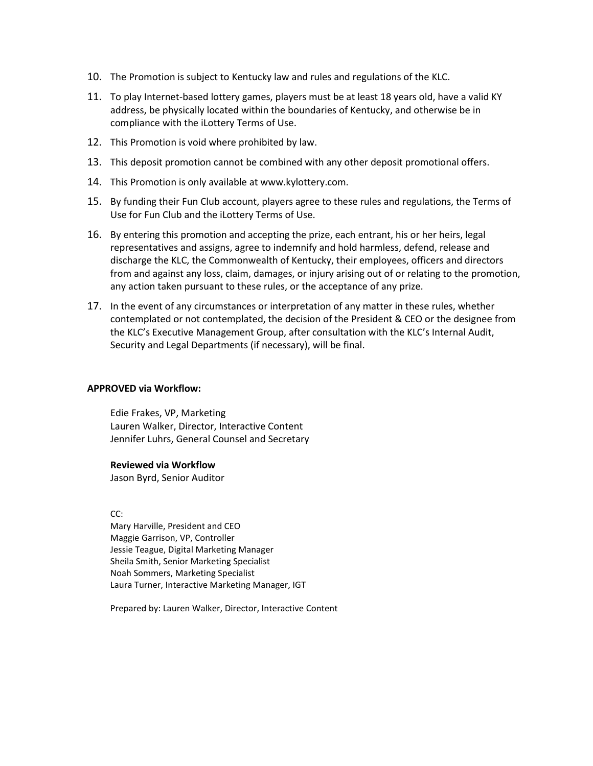10. The Promotion is subject to Kentucky law and rules and regulations of the KLC.
11. To play Internet-based lottery games, players must be at least 18 years old, have a valid KY address, be physically located within the boundaries of Kentucky, and otherwise be in compliance with the iLottery Terms of Use.
12. This Promotion is void where prohibited by law.
13. This deposit promotion cannot be combined with any other deposit promotional offers.
14. This Promotion is only available at www.kylottery.com.
15. By funding their Fun Club account, players agree to these rules and regulations, the Terms of Use for Fun Club and the iLottery Terms of Use.
16. By entering this promotion and accepting the prize, each entrant, his or her heirs, legal representatives and assigns, agree to indemnify and hold harmless, defend, release and discharge the KLC, the Commonwealth of Kentucky, their employees, officers and directors from and against any loss, claim, damages, or injury arising out of or relating to the promotion, any action taken pursuant to these rules, or the acceptance of any prize.
17. In the event of any circumstances or interpretation of any matter in these rules, whether contemplated or not contemplated, the decision of the President & CEO or the designee from the KLC's Executive Management Group, after consultation with the KLC's Internal Audit, Security and Legal Departments (if necessary), will be final.

**APPROVED via Workflow:**

Edie Frakes, VP, Marketing
Lauren Walker, Director, Interactive Content
Jennifer Luhrs, General Counsel and Secretary

**Reviewed via Workflow**
Jason Byrd, Senior Auditor

CC:
Mary Harville, President and CEO
Maggie Garrison, VP, Controller
Jessie Teague, Digital Marketing Manager
Sheila Smith, Senior Marketing Specialist
Noah Sommers, Marketing Specialist
Laura Turner, Interactive Marketing Manager, IGT

Prepared by: Lauren Walker, Director, Interactive Content